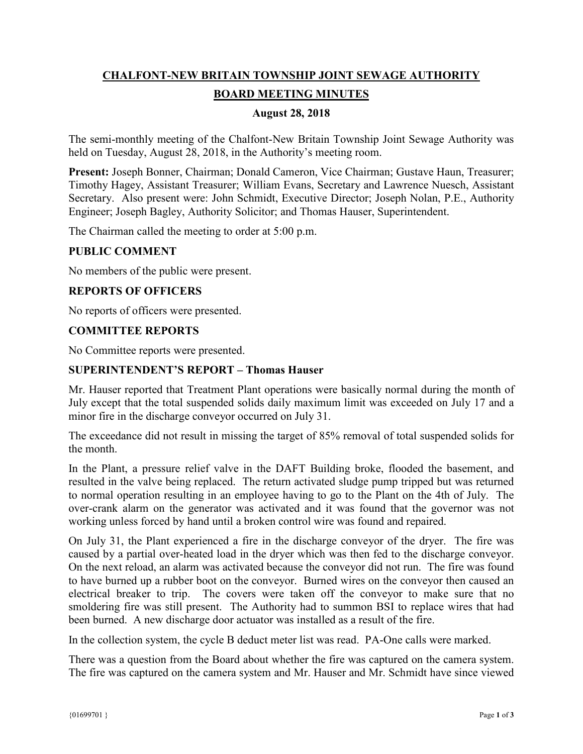# CHALFONT-NEW BRITAIN TOWNSHIP JOINT SEWAGE AUTHORITY

## BOARD MEETING MINUTES

### August 28, 2018

The semi-monthly meeting of the Chalfont-New Britain Township Joint Sewage Authority was held on Tuesday, August 28, 2018, in the Authority's meeting room.

**Present:** Joseph Bonner, Chairman; Donald Cameron, Vice Chairman; Gustave Haun, Treasurer; Timothy Hagey, Assistant Treasurer; William Evans, Secretary and Lawrence Nuesch, Assistant Secretary. Also present were: John Schmidt, Executive Director; Joseph Nolan, P.E., Authority Engineer; Joseph Bagley, Authority Solicitor; and Thomas Hauser, Superintendent.

The Chairman called the meeting to order at 5:00 p.m.

### PUBLIC COMMENT

No members of the public were present.

### REPORTS OF OFFICERS

No reports of officers were presented.

### COMMITTEE REPORTS

No Committee reports were presented.

### SUPERINTENDENT'S REPORT – Thomas Hauser

Mr. Hauser reported that Treatment Plant operations were basically normal during the month of July except that the total suspended solids daily maximum limit was exceeded on July 17 and a minor fire in the discharge conveyor occurred on July 31.

The exceedance did not result in missing the target of 85% removal of total suspended solids for the month.

In the Plant, a pressure relief valve in the DAFT Building broke, flooded the basement, and resulted in the valve being replaced. The return activated sludge pump tripped but was returned to normal operation resulting in an employee having to go to the Plant on the 4th of July. The over-crank alarm on the generator was activated and it was found that the governor was not working unless forced by hand until a broken control wire was found and repaired.

On July 31, the Plant experienced a fire in the discharge conveyor of the dryer. The fire was caused by a partial over-heated load in the dryer which was then fed to the discharge conveyor. On the next reload, an alarm was activated because the conveyor did not run. The fire was found to have burned up a rubber boot on the conveyor. Burned wires on the conveyor then caused an electrical breaker to trip. The covers were taken off the conveyor to make sure that no smoldering fire was still present. The Authority had to summon BSI to replace wires that had been burned. A new discharge door actuator was installed as a result of the fire.

In the collection system, the cycle B deduct meter list was read. PA-One calls were marked.

There was a question from the Board about whether the fire was captured on the camera system. The fire was captured on the camera system and Mr. Hauser and Mr. Schmidt have since viewed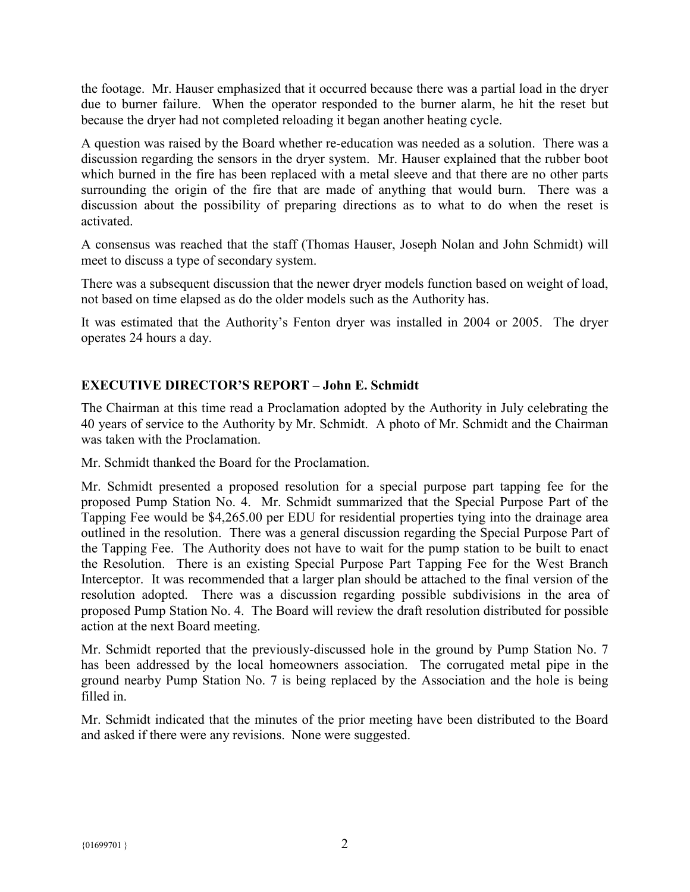the footage. Mr. Hauser emphasized that it occurred because there was a partial load in the dryer due to burner failure. When the operator responded to the burner alarm, he hit the reset but because the dryer had not completed reloading it began another heating cycle.

A question was raised by the Board whether re-education was needed as a solution. There was a discussion regarding the sensors in the dryer system. Mr. Hauser explained that the rubber boot which burned in the fire has been replaced with a metal sleeve and that there are no other parts surrounding the origin of the fire that are made of anything that would burn. There was a discussion about the possibility of preparing directions as to what to do when the reset is activated.

A consensus was reached that the staff (Thomas Hauser, Joseph Nolan and John Schmidt) will meet to discuss a type of secondary system.

There was a subsequent discussion that the newer dryer models function based on weight of load, not based on time elapsed as do the older models such as the Authority has.

It was estimated that the Authority's Fenton dryer was installed in 2004 or 2005. The dryer operates 24 hours a day.

## EXECUTIVE DIRECTOR'S REPORT – John E. Schmidt

The Chairman at this time read a Proclamation adopted by the Authority in July celebrating the 40 years of service to the Authority by Mr. Schmidt. A photo of Mr. Schmidt and the Chairman was taken with the Proclamation.

Mr. Schmidt thanked the Board for the Proclamation.

Mr. Schmidt presented a proposed resolution for a special purpose part tapping fee for the proposed Pump Station No. 4. Mr. Schmidt summarized that the Special Purpose Part of the Tapping Fee would be $4,265.00 per EDU for residential properties tying into the drainage area outlined in the resolution. There was a general discussion regarding the Special Purpose Part of the Tapping Fee. The Authority does not have to wait for the pump station to be built to enact the Resolution. There is an existing Special Purpose Part Tapping Fee for the West Branch Interceptor. It was recommended that a larger plan should be attached to the final version of the resolution adopted. There was a discussion regarding possible subdivisions in the area of proposed Pump Station No. 4. The Board will review the draft resolution distributed for possible action at the next Board meeting.

Mr. Schmidt reported that the previously-discussed hole in the ground by Pump Station No. 7 has been addressed by the local homeowners association. The corrugated metal pipe in the ground nearby Pump Station No. 7 is being replaced by the Association and the hole is being filled in.

Mr. Schmidt indicated that the minutes of the prior meeting have been distributed to the Board and asked if there were any revisions. None were suggested.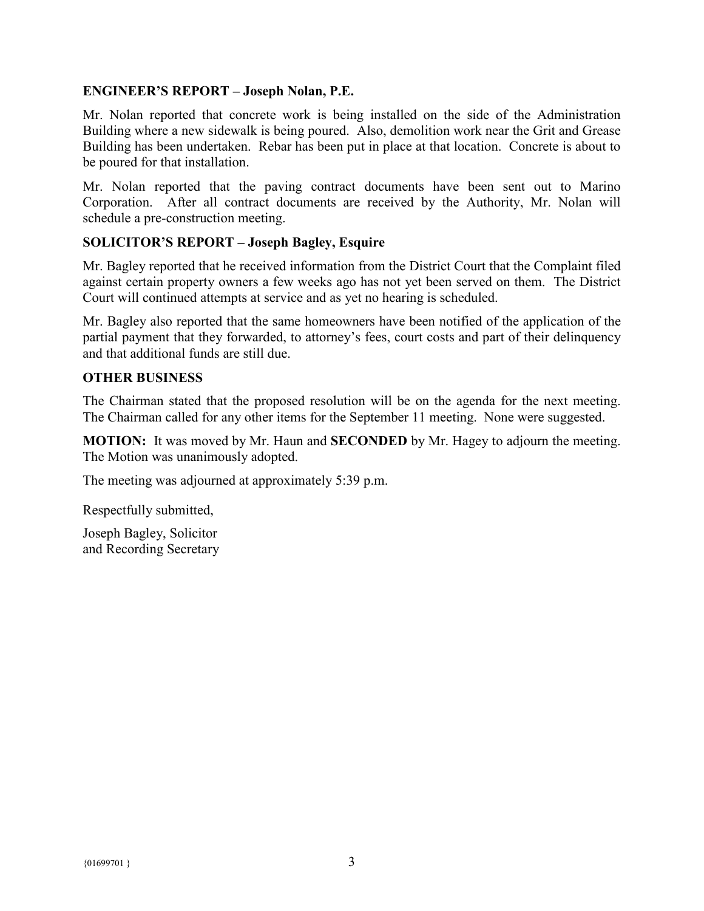**ENGINEER'S REPORT – Joseph Nolan, P.E.**

Mr. Nolan reported that concrete work is being installed on the side of the Administration Building where a new sidewalk is being poured. Also, demolition work near the Grit and Grease Building has been undertaken. Rebar has been put in place at that location. Concrete is about to be poured for that installation.

Mr. Nolan reported that the paving contract documents have been sent out to Marino Corporation. After all contract documents are received by the Authority, Mr. Nolan will schedule a pre-construction meeting.

**SOLICITOR'S REPORT – Joseph Bagley, Esquire**

Mr. Bagley reported that he received information from the District Court that the Complaint filed against certain property owners a few weeks ago has not yet been served on them. The District Court will continued attempts at service and as yet no hearing is scheduled.

Mr. Bagley also reported that the same homeowners have been notified of the application of the partial payment that they forwarded, to attorney's fees, court costs and part of their delinquency and that additional funds are still due.

**OTHER BUSINESS**

The Chairman stated that the proposed resolution will be on the agenda for the next meeting. The Chairman called for any other items for the September 11 meeting. None were suggested.

**MOTION:** It was moved by Mr. Haun and **SECONDED** by Mr. Hagey to adjourn the meeting. The Motion was unanimously adopted.

The meeting was adjourned at approximately 5:39 p.m.

Respectfully submitted,

Joseph Bagley, Solicitor
and Recording Secretary

{01699701 }